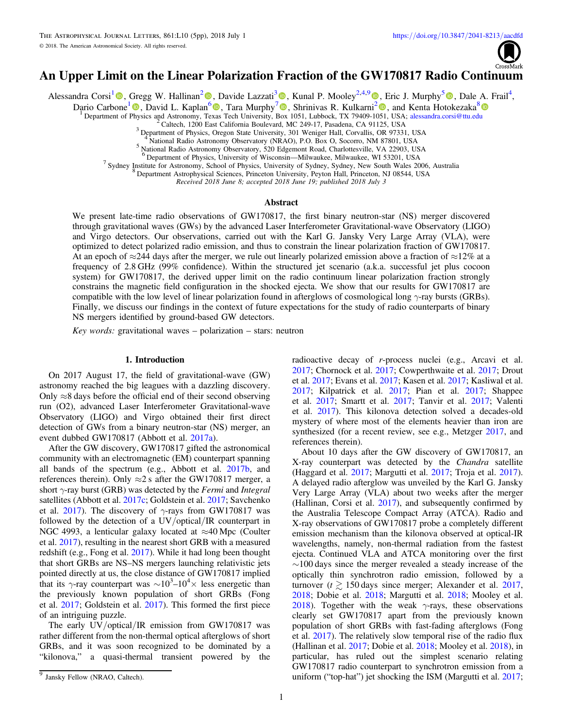# An Upper Limit on the Linear Polarization Fraction of the GW170817 Radio Continuum

Alessandra Corsi[1], Gregg W. Hallinan[2], Davide Lazzati[3], Kunal P. Mooley[2,4,9], Eric J. Murphy[5], Dale A. Frail[4], Dario Carbone[1], David L. Kaplan[6], Tara Murphy[7], Shrinivas R. Kulkarni[2], and Kenta Hotokezaka[8]

[1] Department of Physics and Astronomy, Texas Tech University, Box 1051, Lubbock, TX 79409-1051, USA; alessandra.corsi@ttu.edu
[2] Caltech, 1200 East California Boulevard, MC 249-17, Pasadena, CA 91125, USA
[3] Department of Physics, Oregon State University, 301 Weniger Hall, Corvallis, OR 97331, USA
[4] National Radio Astronomy Observatory (NRAO), P.O. Box O, Socorro, NM 87801, USA
[5] National Radio Astronomy Observatory, 520 Edgemont Road, Charlottesville, VA 22903, USA
[6] Department of Physics, University of Wisconsin—Milwaukee, Milwaukee, WI 53201, USA
[7] Sydney Institute for Astronomy, School of Physics, University of Sydney, Sydney, New South Wales 2006, Australia
[8] Department Astrophysical Sciences, Princeton University, Peyton Hall, Princeton, NJ 08544, USA

*Received 2018 June 8; accepted 2018 June 19; published 2018 July 3*

## Abstract

We present late-time radio observations of GW170817, the first binary neutron-star (NS) merger discovered through gravitational waves (GWs) by the advanced Laser Interferometer Gravitational-wave Observatory (LIGO) and Virgo detectors. Our observations, carried out with the Karl G. Jansky Very Large Array (VLA), were optimized to detect polarized radio emission, and thus to constrain the linear polarization fraction of GW170817. At an epoch of ≈244 days after the merger, we rule out linearly polarized emission above a fraction of ≈12% at a frequency of 2.8 GHz (99% confidence). Within the structured jet scenario (a.k.a. successful jet plus cocoon system) for GW170817, the derived upper limit on the radio continuum linear polarization fraction strongly constrains the magnetic field configuration in the shocked ejecta. We show that our results for GW170817 are compatible with the low level of linear polarization found in afterglows of cosmological long $\gamma$-ray bursts (GRBs). Finally, we discuss our findings in the context of future expectations for the study of radio counterparts of binary NS mergers identified by ground-based GW detectors.

*Key words:* gravitational waves – polarization – stars: neutron

## 1. Introduction

On 2017 August 17, the field of gravitational-wave (GW) astronomy reached the big leagues with a dazzling discovery. Only ≈8 days before the official end of their second observing run (O2), advanced Laser Interferometer Gravitational-wave Observatory (LIGO) and Virgo obtained their first direct detection of GWs from a binary neutron-star (NS) merger, an event dubbed GW170817 (Abbott et al. 2017a).

After the GW discovery, GW170817 gifted the astronomical community with an electromagnetic (EM) counterpart spanning all bands of the spectrum (e.g., Abbott et al. 2017b, and references therein). Only ≈2 s after the GW170817 merger, a short $\gamma$-ray burst (GRB) was detected by the *Fermi* and *Integral* satellites (Abbott et al. 2017c; Goldstein et al. 2017; Savchenko et al. 2017). The discovery of $\gamma$-rays from GW170817 was followed by the detection of a UV/optical/IR counterpart in NGC 4993, a lenticular galaxy located at ≈40 Mpc (Coulter et al. 2017), resulting in the nearest short GRB with a measured redshift (e.g., Fong et al. 2017). While it had long been thought that short GRBs are NS–NS mergers launching relativistic jets pointed directly at us, the close distance of GW170817 implied that its $\gamma$-ray counterpart was $\sim 10^3$–$10^4\times$ less energetic than the previously known population of short GRBs (Fong et al. 2017; Goldstein et al. 2017). This formed the first piece of an intriguing puzzle.

The early UV/optical/IR emission from GW170817 was rather different from the non-thermal optical afterglows of short GRBs, and it was soon recognized to be dominated by a "kilonova," a quasi-thermal transient powered by the radioactive decay of *r*-process nuclei (e.g., Arcavi et al. 2017; Chornock et al. 2017; Cowperthwaite et al. 2017; Drout et al. 2017; Evans et al. 2017; Kasen et al. 2017; Kasliwal et al. 2017; Kilpatrick et al. 2017; Pian et al. 2017; Shappee et al. 2017; Smartt et al. 2017; Tanvir et al. 2017; Valenti et al. 2017). This kilonova detection solved a decades-old mystery of where most of the elements heavier than iron are synthesized (for a recent review, see e.g., Metzger 2017, and references therein).

About 10 days after the GW discovery of GW170817, an X-ray counterpart was detected by the *Chandra* satellite (Haggard et al. 2017; Margutti et al. 2017; Troja et al. 2017). A delayed radio afterglow was unveiled by the Karl G. Jansky Very Large Array (VLA) about two weeks after the merger (Hallinan, Corsi et al. 2017), and subsequently confirmed by the Australia Telescope Compact Array (ATCA). Radio and X-ray observations of GW170817 probe a completely different emission mechanism than the kilonova observed at optical-IR wavelengths, namely, non-thermal radiation from the fastest ejecta. Continued VLA and ATCA monitoring over the first ∼100 days since the merger revealed a steady increase of the optically thin synchrotron radio emission, followed by a turnover ($t \gtrsim 150$ days since merger; Alexander et al. 2017, 2018; Dobie et al. 2018; Margutti et al. 2018; Mooley et al. 2018). Together with the weak $\gamma$-rays, these observations clearly set GW170817 apart from the previously known population of short GRBs with fast-fading afterglows (Fong et al. 2017). The relatively slow temporal rise of the radio flux (Hallinan et al. 2017; Dobie et al. 2018; Mooley et al. 2018), in particular, has ruled out the simplest scenario relating GW170817 radio counterpart to synchrotron emission from a uniform ("top-hat") jet shocking the ISM (Margutti et al. 2017;

[9] Jansky Fellow (NRAO, Caltech).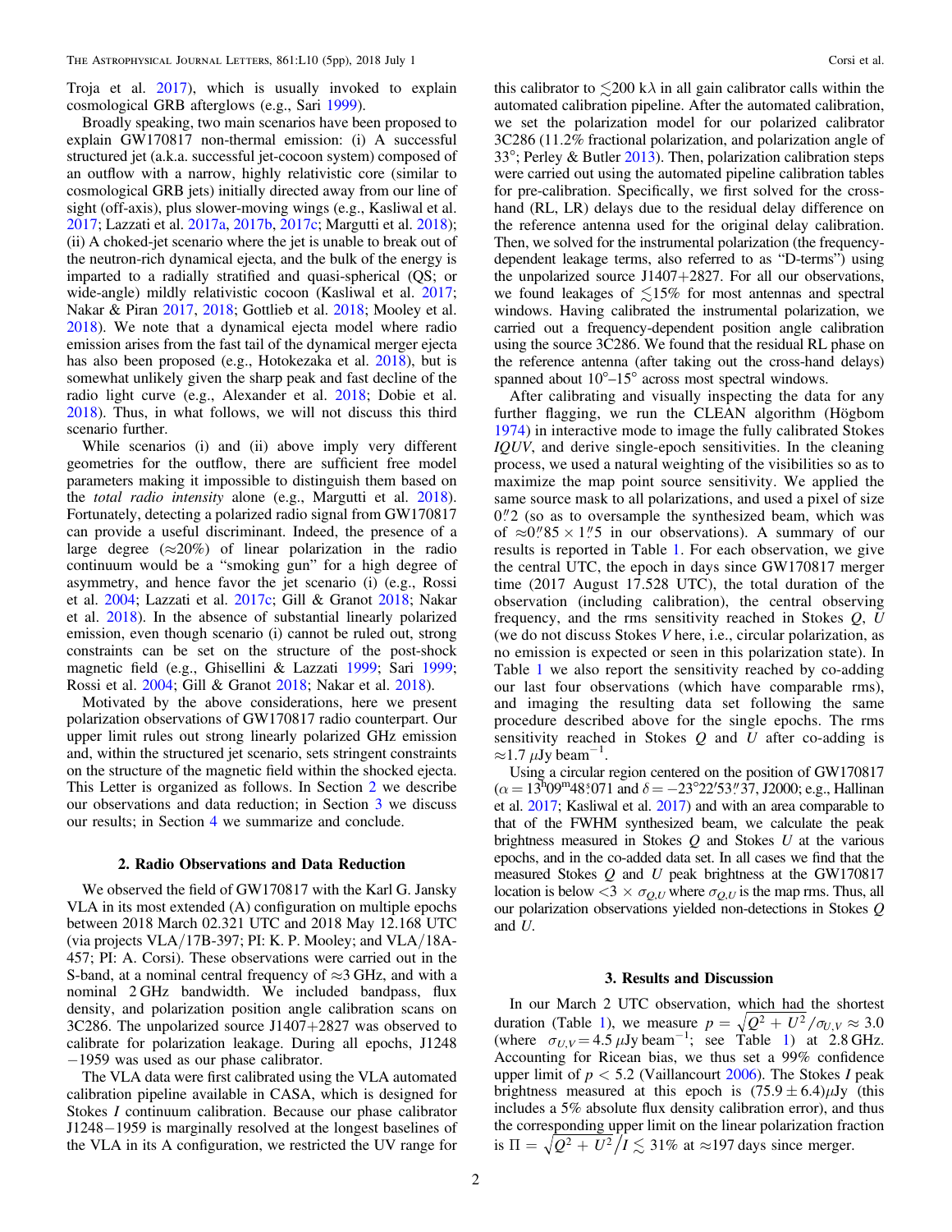Troja et al. 2017), which is usually invoked to explain cosmological GRB afterglows (e.g., Sari 1999).

Broadly speaking, two main scenarios have been proposed to explain GW170817 non-thermal emission: (i) A successful structured jet (a.k.a. successful jet-cocoon system) composed of an outflow with a narrow, highly relativistic core (similar to cosmological GRB jets) initially directed away from our line of sight (off-axis), plus slower-moving wings (e.g., Kasliwal et al. 2017; Lazzati et al. 2017a, 2017b, 2017c; Margutti et al. 2018); (ii) A choked-jet scenario where the jet is unable to break out of the neutron-rich dynamical ejecta, and the bulk of the energy is imparted to a radially stratified and quasi-spherical (QS; or wide-angle) mildly relativistic cocoon (Kasliwal et al. 2017; Nakar & Piran 2017, 2018; Gottlieb et al. 2018; Mooley et al. 2018). We note that a dynamical ejecta model where radio emission arises from the fast tail of the dynamical merger ejecta has also been proposed (e.g., Hotokezaka et al. 2018), but is somewhat unlikely given the sharp peak and fast decline of the radio light curve (e.g., Alexander et al. 2018; Dobie et al. 2018). Thus, in what follows, we will not discuss this third scenario further.

While scenarios (i) and (ii) above imply very different geometries for the outflow, there are sufficient free model parameters making it impossible to distinguish them based on the *total radio intensity* alone (e.g., Margutti et al. 2018). Fortunately, detecting a polarized radio signal from GW170817 can provide a useful discriminant. Indeed, the presence of a large degree ($\approx$20%) of linear polarization in the radio continuum would be a "smoking gun" for a high degree of asymmetry, and hence favor the jet scenario (i) (e.g., Rossi et al. 2004; Lazzati et al. 2017c; Gill & Granot 2018; Nakar et al. 2018). In the absence of substantial linearly polarized emission, even though scenario (i) cannot be ruled out, strong constraints can be set on the structure of the post-shock magnetic field (e.g., Ghisellini & Lazzati 1999; Sari 1999; Rossi et al. 2004; Gill & Granot 2018; Nakar et al. 2018).

Motivated by the above considerations, here we present polarization observations of GW170817 radio counterpart. Our upper limit rules out strong linearly polarized GHz emission and, within the structured jet scenario, sets stringent constraints on the structure of the magnetic field within the shocked ejecta. This Letter is organized as follows. In Section 2 we describe our observations and data reduction; in Section 3 we discuss our results; in Section 4 we summarize and conclude.

## 2. Radio Observations and Data Reduction

We observed the field of GW170817 with the Karl G. Jansky VLA in its most extended (A) configuration on multiple epochs between 2018 March 02.321 UTC and 2018 May 12.168 UTC (via projects VLA/17B-397; PI: K. P. Mooley; and VLA/18A-457; PI: A. Corsi). These observations were carried out in the S-band, at a nominal central frequency of $\approx$3 GHz, and with a nominal 2 GHz bandwidth. We included bandpass, flux density, and polarization position angle calibration scans on 3C286. The unpolarized source J1407+2827 was observed to calibrate for polarization leakage. During all epochs, J1248−1959 was used as our phase calibrator.

The VLA data were first calibrated using the VLA automated calibration pipeline available in CASA, which is designed for Stokes *I* continuum calibration. Because our phase calibrator J1248−1959 is marginally resolved at the longest baselines of the VLA in its A configuration, we restricted the UV range for this calibrator to $\lesssim$200 k$\lambda$ in all gain calibrator calls within the automated calibration pipeline. After the automated calibration, we set the polarization model for our polarized calibrator 3C286 (11.2% fractional polarization, and polarization angle of 33°; Perley & Butler 2013). Then, polarization calibration steps were carried out using the automated pipeline calibration tables for pre-calibration. Specifically, we first solved for the cross-hand (RL, LR) delays due to the residual delay difference on the reference antenna used for the original delay calibration. Then, we solved for the instrumental polarization (the frequency-dependent leakage terms, also referred to as "D-terms") using the unpolarized source J1407+2827. For all our observations, we found leakages of $\lesssim$15% for most antennas and spectral windows. Having calibrated the instrumental polarization, we carried out a frequency-dependent position angle calibration using the source 3C286. We found that the residual RL phase on the reference antenna (after taking out the cross-hand delays) spanned about 10°–15° across most spectral windows.

After calibrating and visually inspecting the data for any further flagging, we run the CLEAN algorithm (Högbom 1974) in interactive mode to image the fully calibrated Stokes *IQUV*, and derive single-epoch sensitivities. In the cleaning process, we used a natural weighting of the visibilities so as to maximize the map point source sensitivity. We applied the same source mask to all polarizations, and used a pixel of size 0.″2 (so as to oversample the synthesized beam, which was of $\approx$0.″85 × 1.″5 in our observations). A summary of our results is reported in Table 1. For each observation, we give the central UTC, the epoch in days since GW170817 merger time (2017 August 17.528 UTC), the total duration of the observation (including calibration), the central observing frequency, and the rms sensitivity reached in Stokes *Q*, *U* (we do not discuss Stokes *V* here, i.e., circular polarization, as no emission is expected or seen in this polarization state). In Table 1 we also report the sensitivity reached by co-adding our last four observations (which have comparable rms), and imaging the resulting data set following the same procedure described above for the single epochs. The rms sensitivity reached in Stokes *Q* and *U* after co-adding is $\approx$1.7 $\mu$Jy beam$^{-1}$.

Using a circular region centered on the position of GW170817 ($\alpha = 13^{\rm h}09^{\rm m}48^{\rm s}.071$ and $\delta = -23°22'53''.37$, J2000; e.g., Hallinan et al. 2017; Kasliwal et al. 2017) and with an area comparable to that of the FWHM synthesized beam, we calculate the peak brightness measured in Stokes *Q* and Stokes *U* at the various epochs, and in the co-added data set. In all cases we find that the measured Stokes *Q* and *U* peak brightness at the GW170817 location is below $<3 \times \sigma_{Q,U}$ where $\sigma_{Q,U}$ is the map rms. Thus, all our polarization observations yielded non-detections in Stokes *Q* and *U*.

## 3. Results and Discussion

In our March 2 UTC observation, which had the shortest duration (Table 1), we measure $p = \sqrt{Q^2 + U^2}/\sigma_{U,V} \approx 3.0$ (where $\sigma_{U,V} = 4.5\,\mu$Jy beam$^{-1}$; see Table 1) at 2.8 GHz. Accounting for Ricean bias, we thus set a 99% confidence upper limit of $p < 5.2$ (Vaillancourt 2006). The Stokes *I* peak brightness measured at this epoch is $(75.9 \pm 6.4)\mu$Jy (this includes a 5% absolute flux density calibration error), and thus the corresponding upper limit on the linear polarization fraction is $\Pi = \sqrt{Q^2 + U^2}/I \lesssim 31\%$ at $\approx$197 days since merger.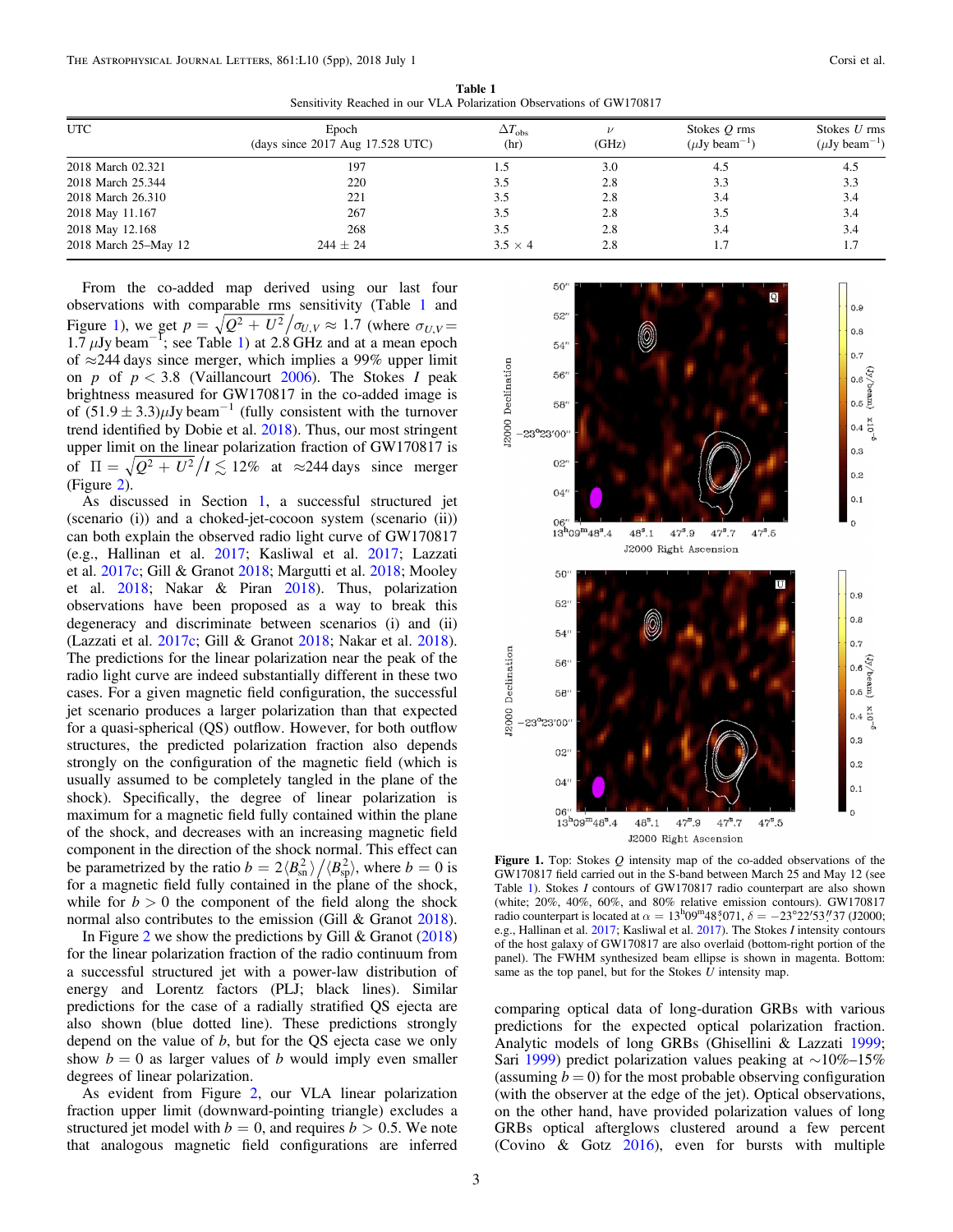Table 1
Sensitivity Reached in our VLA Polarization Observations of GW170817

| UTC | Epoch (days since 2017 Aug 17.528 UTC) | $\Delta T_{\rm obs}$ (hr) | $\nu$ (GHz) | Stokes $Q$ rms ($\mu$Jy beam$^{-1}$) | Stokes $U$ rms ($\mu$Jy beam$^{-1}$) |
|---|---|---|---|---|---|
| 2018 March 02.321 | 197 | 1.5 | 3.0 | 4.5 | 4.5 |
| 2018 March 25.344 | 220 | 3.5 | 2.8 | 3.3 | 3.3 |
| 2018 March 26.310 | 221 | 3.5 | 2.8 | 3.4 | 3.4 |
| 2018 May 11.167 | 267 | 3.5 | 2.8 | 3.5 | 3.4 |
| 2018 May 12.168 | 268 | 3.5 | 2.8 | 3.4 | 3.4 |
| 2018 March 25–May 12 | $244 \pm 24$ | $3.5 \times 4$ | 2.8 | 1.7 | 1.7 |

From the co-added map derived using our last four observations with comparable rms sensitivity (Table 1 and Figure 1), we get $p = \sqrt{Q^2 + U^2}/\sigma_{U,V} \approx 1.7$ (where $\sigma_{U,V} = 1.7\ \mu$Jy beam$^{-1}$; see Table 1) at 2.8 GHz and at a mean epoch of $\approx$244 days since merger, which implies a 99% upper limit on $p$ of $p < 3.8$ (Vaillancourt 2006). The Stokes $I$ peak brightness measured for GW170817 in the co-added image is of $(51.9 \pm 3.3) \mu$Jy beam$^{-1}$ (fully consistent with the turnover trend identified by Dobie et al. 2018). Thus, our most stringent upper limit on the linear polarization fraction of GW170817 is of $\Pi = \sqrt{Q^2 + U^2}/I \lesssim 12\%$ at $\approx$244 days since merger (Figure 2).

As discussed in Section 1, a successful structured jet (scenario (i)) and a choked-jet-cocoon system (scenario (ii)) can both explain the observed radio light curve of GW170817 (e.g., Hallinan et al. 2017; Kasliwal et al. 2017; Lazzati et al. 2017c; Gill & Granot 2018; Margutti et al. 2018; Mooley et al. 2018; Nakar & Piran 2018). Thus, polarization observations have been proposed as a way to break this degeneracy and discriminate between scenarios (i) and (ii) (Lazzati et al. 2017c; Gill & Granot 2018; Nakar et al. 2018). The predictions for the linear polarization near the peak of the radio light curve are indeed substantially different in these two cases. For a given magnetic field configuration, the successful jet scenario produces a larger polarization than that expected for a quasi-spherical (QS) outflow. However, for both outflow structures, the predicted polarization fraction also depends strongly on the configuration of the magnetic field (which is usually assumed to be completely tangled in the plane of the shock). Specifically, the degree of linear polarization is maximum for a magnetic field fully contained within the plane of the shock, and decreases with an increasing magnetic field component in the direction of the shock normal. This effect can be parametrized by the ratio $b = 2\langle B_{\rm sn}^2\rangle / \langle B_{\rm sp}^2\rangle$, where $b = 0$ is for a magnetic field fully contained in the plane of the shock, while for $b > 0$ the component of the field along the shock normal also contributes to the emission (Gill & Granot 2018).

In Figure 2 we show the predictions by Gill & Granot (2018) for the linear polarization fraction of the radio continuum from a successful structured jet with a power-law distribution of energy and Lorentz factors (PLJ; black lines). Similar predictions for the case of a radially stratified QS ejecta are also shown (blue dotted line). These predictions strongly depend on the value of $b$, but for the QS ejecta case we only show $b = 0$ as larger values of $b$ would imply even smaller degrees of linear polarization.

As evident from Figure 2, our VLA linear polarization fraction upper limit (downward-pointing triangle) excludes a structured jet model with $b = 0$, and requires $b > 0.5$. We note that analogous magnetic field configurations are inferred

**Figure 1.** Top: Stokes $Q$ intensity map of the co-added observations of the GW170817 field carried out in the S-band between March 25 and May 12 (see Table 1). Stokes $I$ contours of GW170817 radio counterpart are also shown (white; 20%, 40%, 60%, and 80% relative emission contours). GW170817 radio counterpart is located at $\alpha = 13^{\rm h}09^{\rm m}48^{\rm s}.071$, $\delta = -23°22'53''.37$ (J2000; e.g., Hallinan et al. 2017; Kasliwal et al. 2017). The Stokes $I$ intensity contours of the host galaxy of GW170817 are also overlaid (bottom-right portion of the panel). The FWHM synthesized beam ellipse is shown in magenta. Bottom: same as the top panel, but for the Stokes $U$ intensity map.

comparing optical data of long-duration GRBs with various predictions for the expected optical polarization fraction. Analytic models of long GRBs (Ghisellini & Lazzati 1999; Sari 1999) predict polarization values peaking at ~10%–15% (assuming $b = 0$) for the most probable observing configuration (with the observer at the edge of the jet). Optical observations, on the other hand, have provided polarization values of long GRBs optical afterglows clustered around a few percent (Covino & Gotz 2016), even for bursts with multiple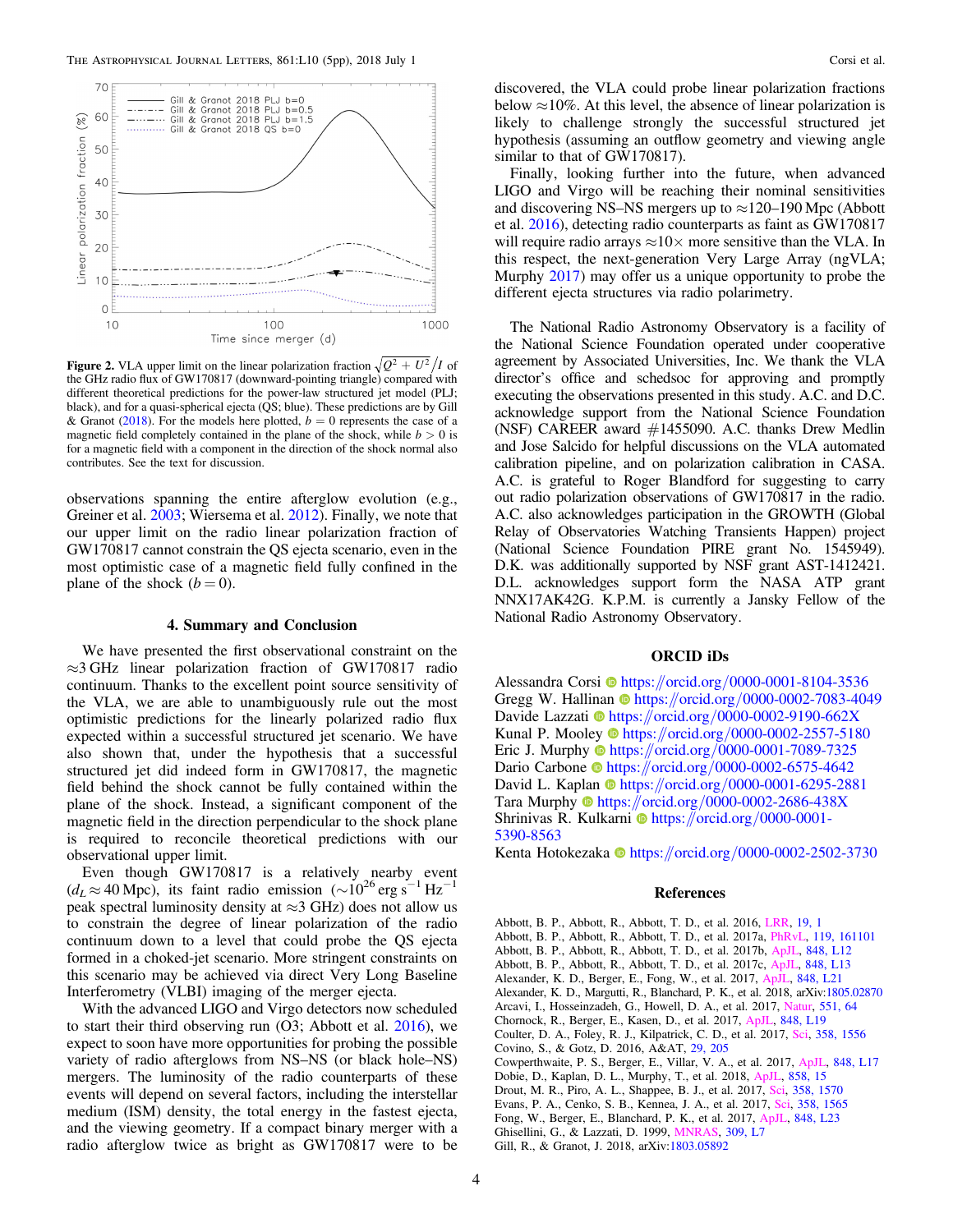**Figure 2.** VLA upper limit on the linear polarization fraction $\sqrt{Q^2+U^2}/I$ of the GHz radio flux of GW170817 (downward-pointing triangle) compared with different theoretical predictions for the power-law structured jet model (PLJ; black), and for a quasi-spherical ejecta (QS; blue). These predictions are by Gill & Granot (2018). For the models here plotted, $b=0$ represents the case of a magnetic field completely contained in the plane of the shock, while $b>0$ is for a magnetic field with a component in the direction of the shock normal also contributes. See the text for discussion.

observations spanning the entire afterglow evolution (e.g., Greiner et al. 2003; Wiersema et al. 2012). Finally, we note that our upper limit on the radio linear polarization fraction of GW170817 cannot constrain the QS ejecta scenario, even in the most optimistic case of a magnetic field fully confined in the plane of the shock ($b=0$).

## 4. Summary and Conclusion

We have presented the first observational constraint on the $\approx$3 GHz linear polarization fraction of GW170817 radio continuum. Thanks to the excellent point source sensitivity of the VLA, we are able to unambiguously rule out the most optimistic predictions for the linearly polarized radio flux expected within a successful structured jet scenario. We have also shown that, under the hypothesis that a successful structured jet did indeed form in GW170817, the magnetic field behind the shock cannot be fully contained within the plane of the shock. Instead, a significant component of the magnetic field in the direction perpendicular to the shock plane is required to reconcile theoretical predictions with our observational upper limit.

Even though GW170817 is a relatively nearby event ($d_L \approx 40$ Mpc), its faint radio emission ($\sim 10^{26}$ erg s$^{-1}$ Hz$^{-1}$ peak spectral luminosity density at $\approx$3 GHz) does not allow us to constrain the degree of linear polarization of the radio continuum down to a level that could probe the QS ejecta formed in a choked-jet scenario. More stringent constraints on this scenario may be achieved via direct Very Long Baseline Interferometry (VLBI) imaging of the merger ejecta.

With the advanced LIGO and Virgo detectors now scheduled to start their third observing run (O3; Abbott et al. 2016), we expect to soon have more opportunities for probing the possible variety of radio afterglows from NS–NS (or black hole–NS) mergers. The luminosity of the radio counterparts of these events will depend on several factors, including the interstellar medium (ISM) density, the total energy in the fastest ejecta, and the viewing geometry. If a compact binary merger with a radio afterglow twice as bright as GW170817 were to be discovered, the VLA could probe linear polarization fractions below $\approx$10%. At this level, the absence of linear polarization is likely to challenge strongly the successful structured jet hypothesis (assuming an outflow geometry and viewing angle similar to that of GW170817).

Finally, looking further into the future, when advanced LIGO and Virgo will be reaching their nominal sensitivities and discovering NS–NS mergers up to $\approx$120–190 Mpc (Abbott et al. 2016), detecting radio counterparts as faint as GW170817 will require radio arrays $\approx 10\times$ more sensitive than the VLA. In this respect, the next-generation Very Large Array (ngVLA; Murphy 2017) may offer us a unique opportunity to probe the different ejecta structures via radio polarimetry.

The National Radio Astronomy Observatory is a facility of the National Science Foundation operated under cooperative agreement by Associated Universities, Inc. We thank the VLA director's office and schedsoc for approving and promptly executing the observations presented in this study. A.C. and D.C. acknowledge support from the National Science Foundation (NSF) CAREER award #1455090. A.C. thanks Drew Medlin and Jose Salcido for helpful discussions on the VLA automated calibration pipeline, and on polarization calibration in CASA. A.C. is grateful to Roger Blandford for suggesting to carry out radio polarization observations of GW170817 in the radio. A.C. also acknowledges participation in the GROWTH (Global Relay of Observatories Watching Transients Happen) project (National Science Foundation PIRE grant No. 1545949). D.K. was additionally supported by NSF grant AST-1412421. D.L. acknowledges support form the NASA ATP grant NNX17AK42G. K.P.M. is currently a Jansky Fellow of the National Radio Astronomy Observatory.

## ORCID iDs

Alessandra Corsi https://orcid.org/0000-0001-8104-3536
Gregg W. Hallinan https://orcid.org/0000-0002-7083-4049
Davide Lazzati https://orcid.org/0000-0002-9190-662X
Kunal P. Mooley https://orcid.org/0000-0002-2557-5180
Eric J. Murphy https://orcid.org/0000-0001-7089-7325
Dario Carbone https://orcid.org/0000-0002-6575-4642
David L. Kaplan https://orcid.org/0000-0001-6295-2881
Tara Murphy https://orcid.org/0000-0002-2686-438X
Shrinivas R. Kulkarni https://orcid.org/0000-0001-5390-8563
Kenta Hotokezaka https://orcid.org/0000-0002-2502-3730

## References

Abbott, B. P., Abbott, R., Abbott, T. D., et al. 2016, LRR, 19, 1
Abbott, B. P., Abbott, R., Abbott, T. D., et al. 2017a, PhRvL, 119, 161101
Abbott, B. P., Abbott, R., Abbott, T. D., et al. 2017b, ApJL, 848, L12
Abbott, B. P., Abbott, R., Abbott, T. D., et al. 2017c, ApJL, 848, L13
Alexander, K. D., Berger, E., Fong, W., et al. 2017, ApJL, 848, L21
Alexander, K. D., Margutti, R., Blanchard, P. K., et al. 2018, arXiv:1805.02870
Arcavi, I., Hosseinzadeh, G., Howell, D. A., et al. 2017, Natur, 551, 64
Chornock, R., Berger, E., Kasen, D., et al. 2017, ApJL, 848, L19
Coulter, D. A., Foley, R. J., Kilpatrick, C. D., et al. 2017, Sci, 358, 1556
Covino, S., & Gotz, D. 2016, A&AT, 29, 205
Cowperthwaite, P. S., Berger, E., Villar, V. A., et al. 2017, ApJL, 848, L17
Dobie, D., Kaplan, D. L., Murphy, T., et al. 2018, ApJL, 858, 15
Drout, M. R., Piro, A. L., Shappee, B. J., et al. 2017, Sci, 358, 1570
Evans, P. A., Cenko, S. B., Kennea, J. A., et al. 2017, Sci, 358, 1565
Fong, W., Berger, E., Blanchard, P. K., et al. 2017, ApJL, 848, L23
Ghisellini, G., & Lazzati, D. 1999, MNRAS, 309, L7
Gill, R., & Granot, J. 2018, arXiv:1803.05892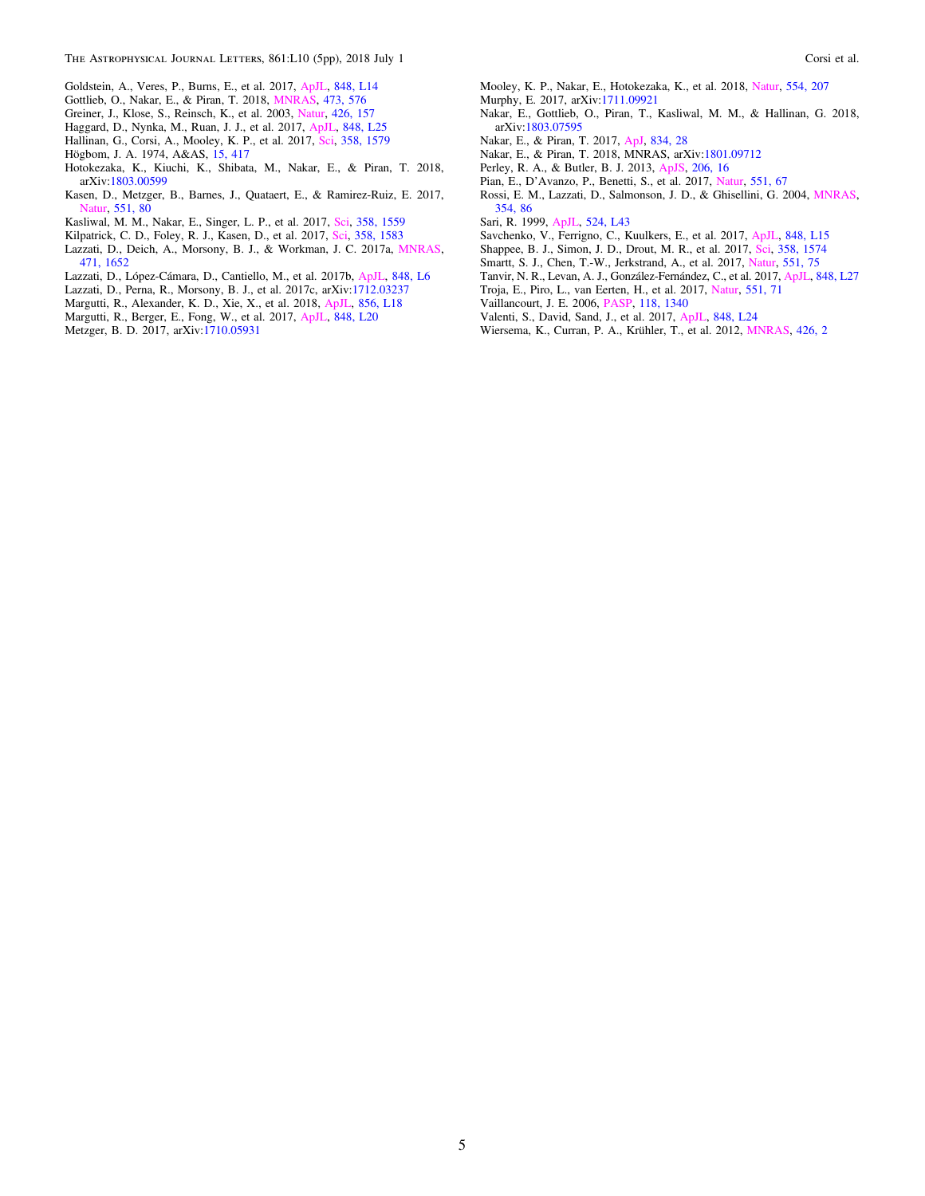Goldstein, A., Veres, P., Burns, E., et al. 2017, ApJL, 848, L14

Gottlieb, O., Nakar, E., & Piran, T. 2018, MNRAS, 473, 576

Greiner, J., Klose, S., Reinsch, K., et al. 2003, Natur, 426, 157

Haggard, D., Nynka, M., Ruan, J. J., et al. 2017, ApJL, 848, L25

Hallinan, G., Corsi, A., Mooley, K. P., et al. 2017, Sci, 358, 1579

Högbom, J. A. 1974, A&AS, 15, 417

Hotokezaka, K., Kiuchi, K., Shibata, M., Nakar, E., & Piran, T. 2018, arXiv:1803.00599

Kasen, D., Metzger, B., Barnes, J., Quataert, E., & Ramirez-Ruiz, E. 2017, Natur, 551, 80

Kasliwal, M. M., Nakar, E., Singer, L. P., et al. 2017, Sci, 358, 1559

Kilpatrick, C. D., Foley, R. J., Kasen, D., et al. 2017, Sci, 358, 1583

Lazzati, D., Deich, A., Morsony, B. J., & Workman, J. C. 2017a, MNRAS, 471, 1652

Lazzati, D., López-Cámara, D., Cantiello, M., et al. 2017b, ApJL, 848, L6

Lazzati, D., Perna, R., Morsony, B. J., et al. 2017c, arXiv:1712.03237

Margutti, R., Alexander, K. D., Xie, X., et al. 2018, ApJL, 856, L18

Margutti, R., Berger, E., Fong, W., et al. 2017, ApJL, 848, L20

Metzger, B. D. 2017, arXiv:1710.05931

Mooley, K. P., Nakar, E., Hotokezaka, K., et al. 2018, Natur, 554, 207

Murphy, E. 2017, arXiv:1711.09921

Nakar, E., Gottlieb, O., Piran, T., Kasliwal, M. M., & Hallinan, G. 2018, arXiv:1803.07595

Nakar, E., & Piran, T. 2017, ApJ, 834, 28

Nakar, E., & Piran, T. 2018, MNRAS, arXiv:1801.09712

Perley, R. A., & Butler, B. J. 2013, ApJS, 206, 16

Pian, E., D'Avanzo, P., Benetti, S., et al. 2017, Natur, 551, 67

Rossi, E. M., Lazzati, D., Salmonson, J. D., & Ghisellini, G. 2004, MNRAS, 354, 86

Sari, R. 1999, ApJL, 524, L43

Savchenko, V., Ferrigno, C., Kuulkers, E., et al. 2017, ApJL, 848, L15

Shappee, B. J., Simon, J. D., Drout, M. R., et al. 2017, Sci, 358, 1574

Smartt, S. J., Chen, T.-W., Jerkstrand, A., et al. 2017, Natur, 551, 75

Tanvir, N. R., Levan, A. J., González-Fernández, C., et al. 2017, ApJL, 848, L27

Troja, E., Piro, L., van Eerten, H., et al. 2017, Natur, 551, 71

Vaillancourt, J. E. 2006, PASP, 118, 1340

Valenti, S., David, Sand, J., et al. 2017, ApJL, 848, L24

Wiersema, K., Curran, P. A., Krühler, T., et al. 2012, MNRAS, 426, 2